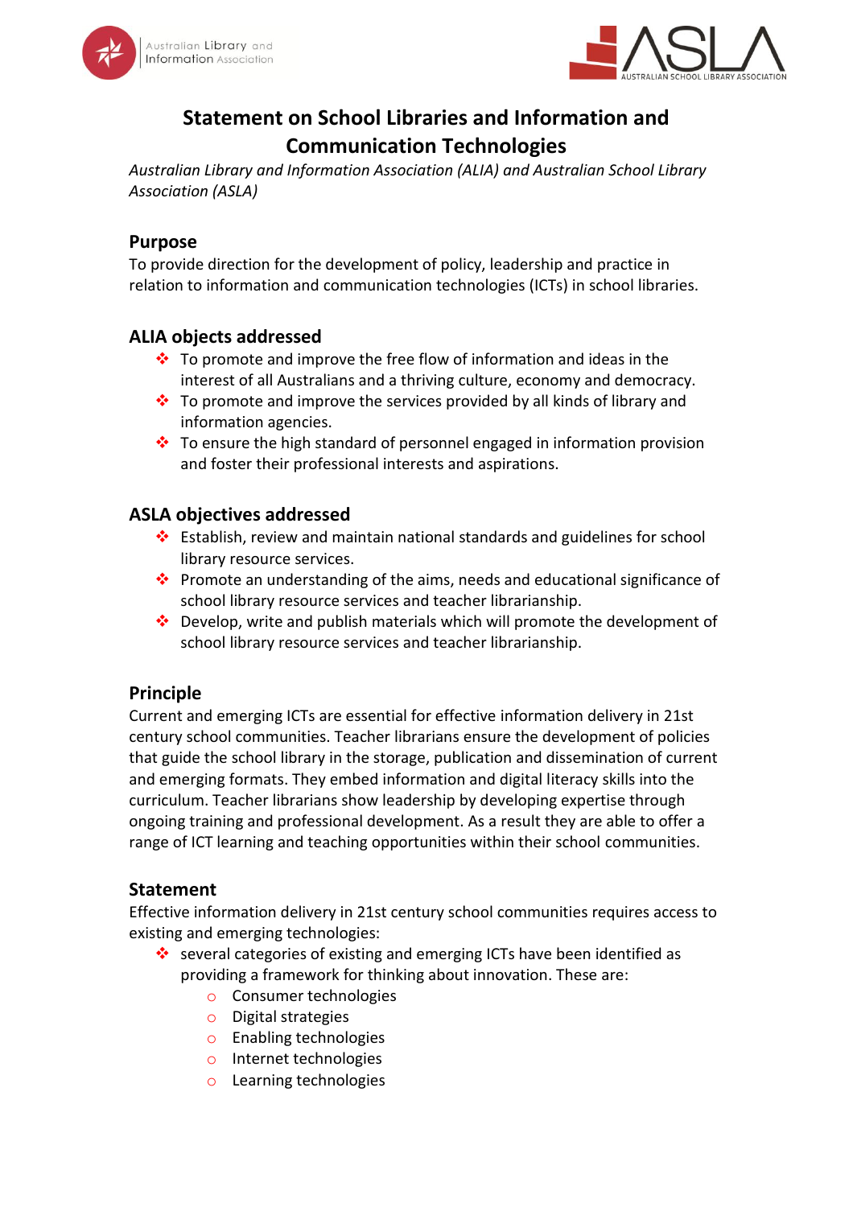# Statement on School Libraries and Information and Communication Technologies

*Australian Library and Information Association (ALIA) and Australian School Library Association (ASLA)*

## Purpose

To provide direction for the development of policy, leadership and practice in relation to information and communication technologies (ICTs) in school libraries.

## ALIA objects addressed

- To promote and improve the free flow of information and ideas in the interest of all Australians and a thriving culture, economy and democracy.
- To promote and improve the services provided by all kinds of library and information agencies.
- To ensure the high standard of personnel engaged in information provision and foster their professional interests and aspirations.

## ASLA objectives addressed

- Establish, review and maintain national standards and guidelines for school library resource services.
- Promote an understanding of the aims, needs and educational significance of school library resource services and teacher librarianship.
- Develop, write and publish materials which will promote the development of school library resource services and teacher librarianship.

## Principle

Current and emerging ICTs are essential for effective information delivery in 21st century school communities. Teacher librarians ensure the development of policies that guide the school library in the storage, publication and dissemination of current and emerging formats. They embed information and digital literacy skills into the curriculum. Teacher librarians show leadership by developing expertise through ongoing training and professional development. As a result they are able to offer a range of ICT learning and teaching opportunities within their school communities.

## Statement

Effective information delivery in 21st century school communities requires access to existing and emerging technologies:

- several categories of existing and emerging ICTs have been identified as providing a framework for thinking about innovation. These are:
  - Consumer technologies
  - Digital strategies
  - Enabling technologies
  - Internet technologies
  - Learning technologies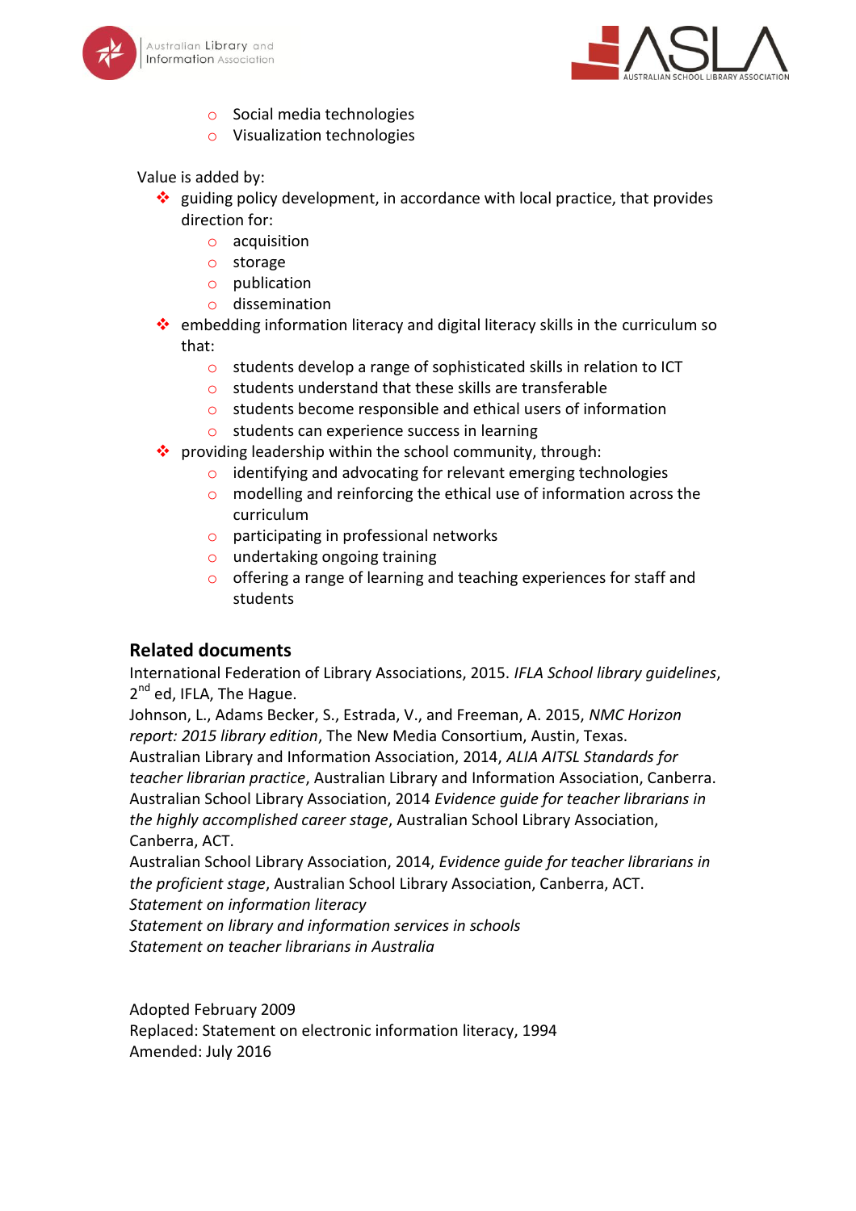- Social media technologies
  - Visualization technologies

Value is added by:

- guiding policy development, in accordance with local practice, that provides direction for:
  - acquisition
  - storage
  - publication
  - dissemination
- embedding information literacy and digital literacy skills in the curriculum so that:
  - students develop a range of sophisticated skills in relation to ICT
  - students understand that these skills are transferable
  - students become responsible and ethical users of information
  - students can experience success in learning
- providing leadership within the school community, through:
  - identifying and advocating for relevant emerging technologies
  - modelling and reinforcing the ethical use of information across the curriculum
  - participating in professional networks
  - undertaking ongoing training
  - offering a range of learning and teaching experiences for staff and students

## Related documents

International Federation of Library Associations, 2015. *IFLA School library guidelines*, 2nd ed, IFLA, The Hague.
Johnson, L., Adams Becker, S., Estrada, V., and Freeman, A. 2015, *NMC Horizon report: 2015 library edition*, The New Media Consortium, Austin, Texas.
Australian Library and Information Association, 2014, *ALIA AITSL Standards for teacher librarian practice*, Australian Library and Information Association, Canberra.
Australian School Library Association, 2014 *Evidence guide for teacher librarians in the highly accomplished career stage*, Australian School Library Association, Canberra, ACT.
Australian School Library Association, 2014, *Evidence guide for teacher librarians in the proficient stage*, Australian School Library Association, Canberra, ACT.
*Statement on information literacy*
*Statement on library and information services in schools*
*Statement on teacher librarians in Australia*

Adopted February 2009
Replaced: Statement on electronic information literacy, 1994
Amended: July 2016